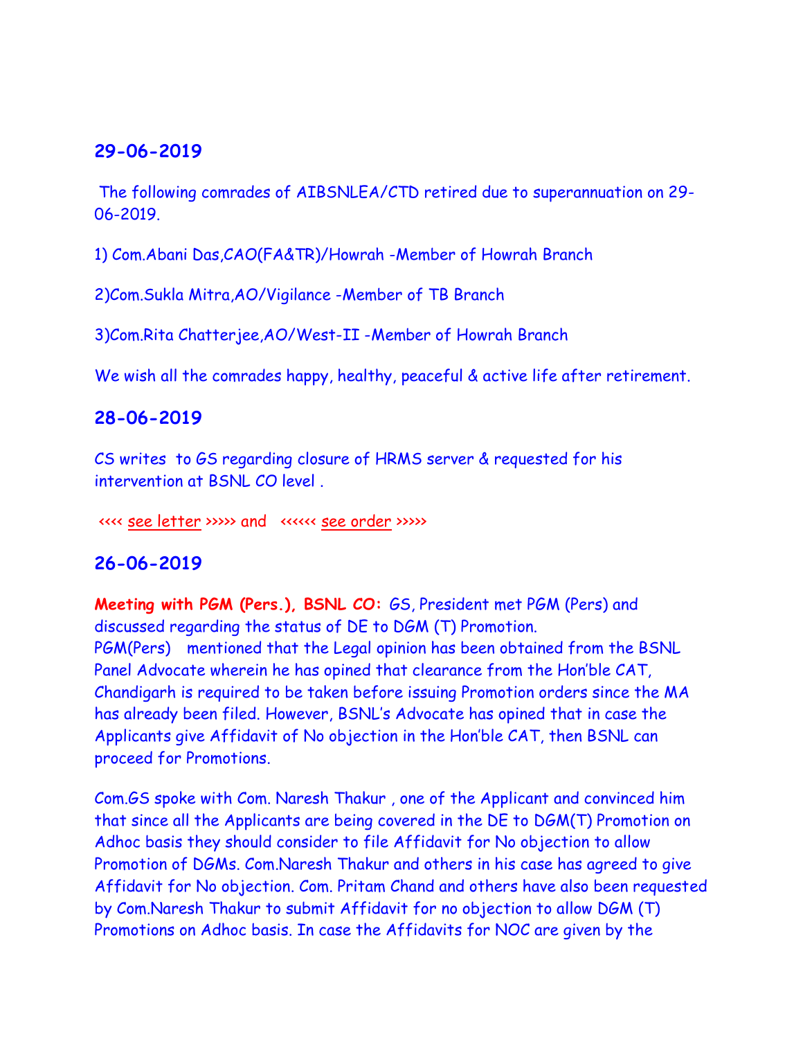## 29-06-2019

The following comrades of AIBSNLEA/CTD retired due to superannuation on 29-06-2019.

1) Com.Abani Das,CAO(FA&TR)/Howrah -Member of Howrah Branch

2)Com.Sukla Mitra,AO/Vigilance -Member of TB Branch

3)Com.Rita Chatterjee,AO/West-II -Member of Howrah Branch

We wish all the comrades happy, healthy, peaceful & active life after retirement.

## 28-06-2019

CS writes to GS regarding closure of HRMS server & requested for his intervention at BSNL CO level .

‹‹‹‹ see letter ›››››  and  ‹‹‹‹‹‹ see order ›››››

## 26-06-2019

**Meeting with PGM (Pers.), BSNL CO:** GS, President met PGM (Pers) and discussed regarding the status of DE to DGM (T) Promotion. PGM(Pers) mentioned that the Legal opinion has been obtained from the BSNL Panel Advocate wherein he has opined that clearance from the Hon'ble CAT, Chandigarh is required to be taken before issuing Promotion orders since the MA has already been filed. However, BSNL's Advocate has opined that in case the Applicants give Affidavit of No objection in the Hon'ble CAT, then BSNL can proceed for Promotions.

Com.GS spoke with Com. Naresh Thakur , one of the Applicant and convinced him that since all the Applicants are being covered in the DE to DGM(T) Promotion on Adhoc basis they should consider to file Affidavit for No objection to allow Promotion of DGMs. Com.Naresh Thakur and others in his case has agreed to give Affidavit for No objection. Com. Pritam Chand and others have also been requested by Com.Naresh Thakur to submit Affidavit for no objection to allow DGM (T) Promotions on Adhoc basis. In case the Affidavits for NOC are given by the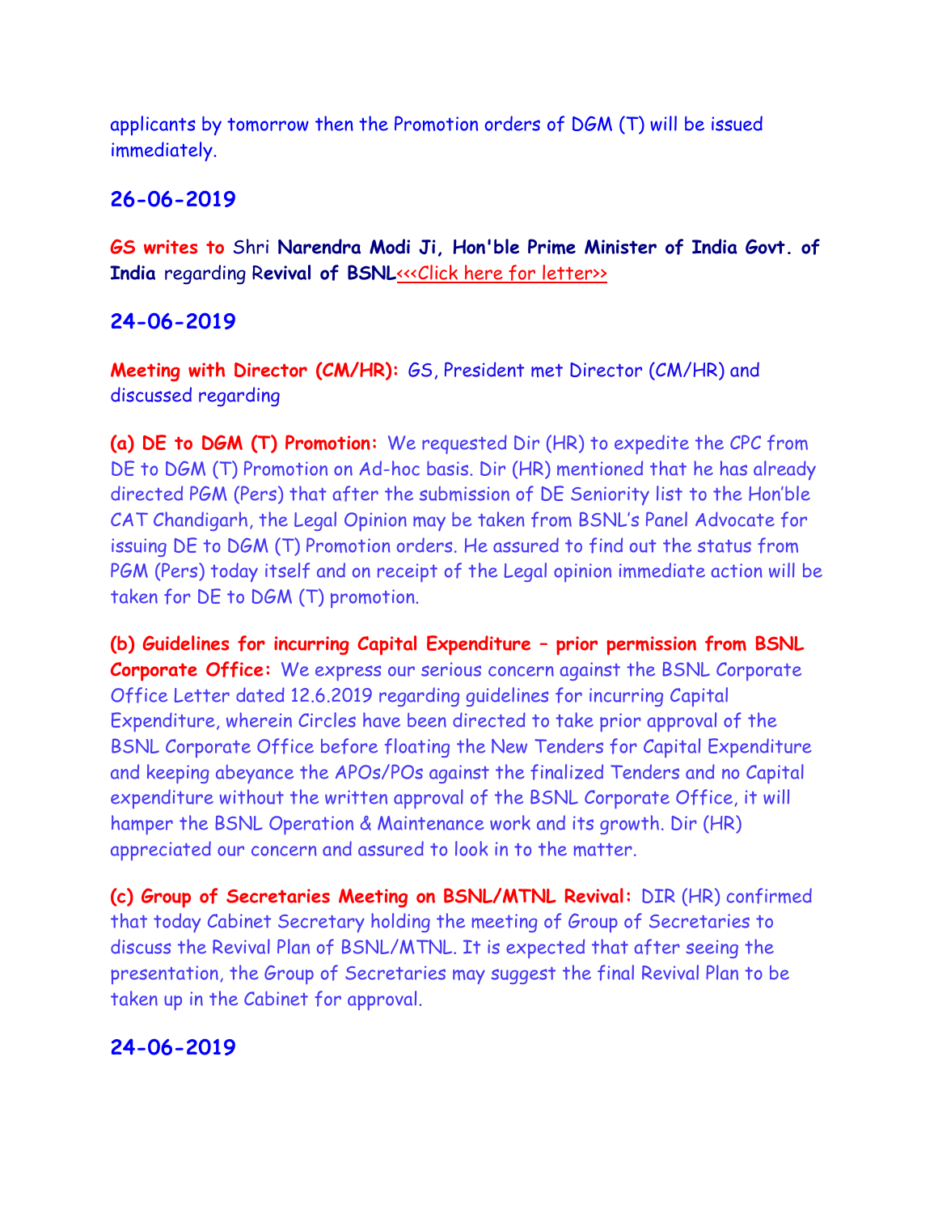applicants by tomorrow then the Promotion orders of DGM (T) will be issued immediately.

## 26-06-2019

**GS writes to** Shri **Narendra Modi Ji, Hon'ble Prime Minister of India Govt. of India** regarding R**evival of BSNL**<<<Click here for letter>>

## 24-06-2019

**Meeting with Director (CM/HR):** GS, President met Director (CM/HR) and discussed regarding

**(a) DE to DGM (T) Promotion:** We requested Dir (HR) to expedite the CPC from DE to DGM (T) Promotion on Ad-hoc basis. Dir (HR) mentioned that he has already directed PGM (Pers) that after the submission of DE Seniority list to the Hon'ble CAT Chandigarh, the Legal Opinion may be taken from BSNL's Panel Advocate for issuing DE to DGM (T) Promotion orders. He assured to find out the status from PGM (Pers) today itself and on receipt of the Legal opinion immediate action will be taken for DE to DGM (T) promotion.

**(b) Guidelines for incurring Capital Expenditure – prior permission from BSNL Corporate Office:** We express our serious concern against the BSNL Corporate Office Letter dated 12.6.2019 regarding guidelines for incurring Capital Expenditure, wherein Circles have been directed to take prior approval of the BSNL Corporate Office before floating the New Tenders for Capital Expenditure and keeping abeyance the APOs/POs against the finalized Tenders and no Capital expenditure without the written approval of the BSNL Corporate Office, it will hamper the BSNL Operation & Maintenance work and its growth. Dir (HR) appreciated our concern and assured to look in to the matter.

**(c) Group of Secretaries Meeting on BSNL/MTNL Revival:** DIR (HR) confirmed that today Cabinet Secretary holding the meeting of Group of Secretaries to discuss the Revival Plan of BSNL/MTNL. It is expected that after seeing the presentation, the Group of Secretaries may suggest the final Revival Plan to be taken up in the Cabinet for approval.

## 24-06-2019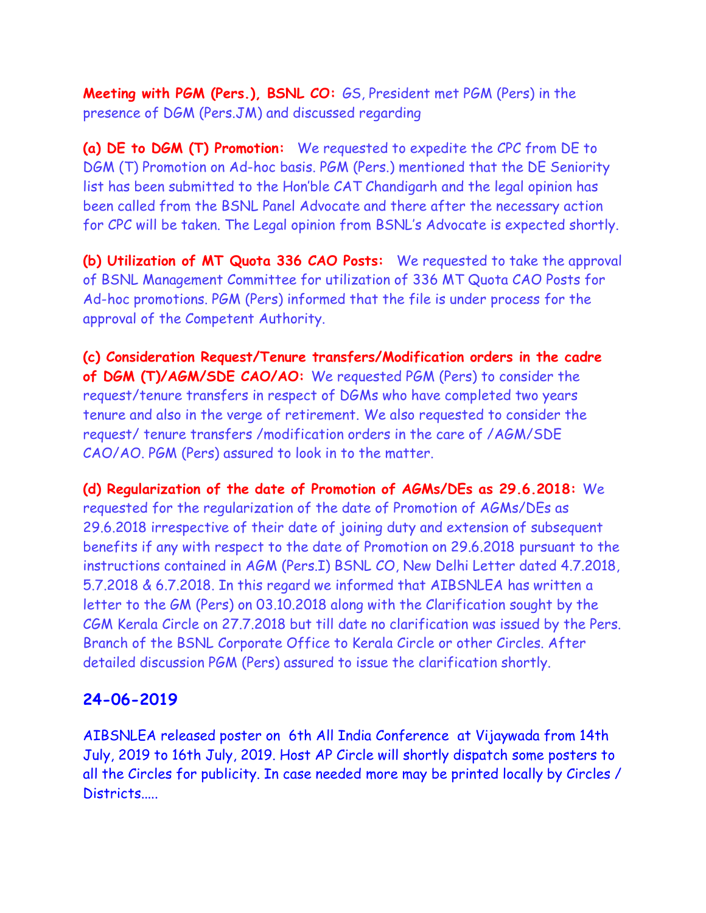**Meeting with PGM (Pers.), BSNL CO:** GS, President met PGM (Pers) in the presence of DGM (Pers.JM) and discussed regarding

**(a) DE to DGM (T) Promotion:** We requested to expedite the CPC from DE to DGM (T) Promotion on Ad-hoc basis. PGM (Pers.) mentioned that the DE Seniority list has been submitted to the Hon'ble CAT Chandigarh and the legal opinion has been called from the BSNL Panel Advocate and there after the necessary action for CPC will be taken. The Legal opinion from BSNL's Advocate is expected shortly.

**(b) Utilization of MT Quota 336 CAO Posts:** We requested to take the approval of BSNL Management Committee for utilization of 336 MT Quota CAO Posts for Ad-hoc promotions. PGM (Pers) informed that the file is under process for the approval of the Competent Authority.

**(c) Consideration Request/Tenure transfers/Modification orders in the cadre of DGM (T)/AGM/SDE CAO/AO:** We requested PGM (Pers) to consider the request/tenure transfers in respect of DGMs who have completed two years tenure and also in the verge of retirement. We also requested to consider the request/ tenure transfers /modification orders in the care of /AGM/SDE CAO/AO. PGM (Pers) assured to look in to the matter.

**(d) Regularization of the date of Promotion of AGMs/DEs as 29.6.2018:** We requested for the regularization of the date of Promotion of AGMs/DEs as 29.6.2018 irrespective of their date of joining duty and extension of subsequent benefits if any with respect to the date of Promotion on 29.6.2018 pursuant to the instructions contained in AGM (Pers.I) BSNL CO, New Delhi Letter dated 4.7.2018, 5.7.2018 & 6.7.2018. In this regard we informed that AIBSNLEA has written a letter to the GM (Pers) on 03.10.2018 along with the Clarification sought by the CGM Kerala Circle on 27.7.2018 but till date no clarification was issued by the Pers. Branch of the BSNL Corporate Office to Kerala Circle or other Circles. After detailed discussion PGM (Pers) assured to issue the clarification shortly.

## 24-06-2019

AIBSNLEA released poster on 6th All India Conference at Vijaywada from 14th July, 2019 to 16th July, 2019. Host AP Circle will shortly dispatch some posters to all the Circles for publicity. In case needed more may be printed locally by Circles / Districts.....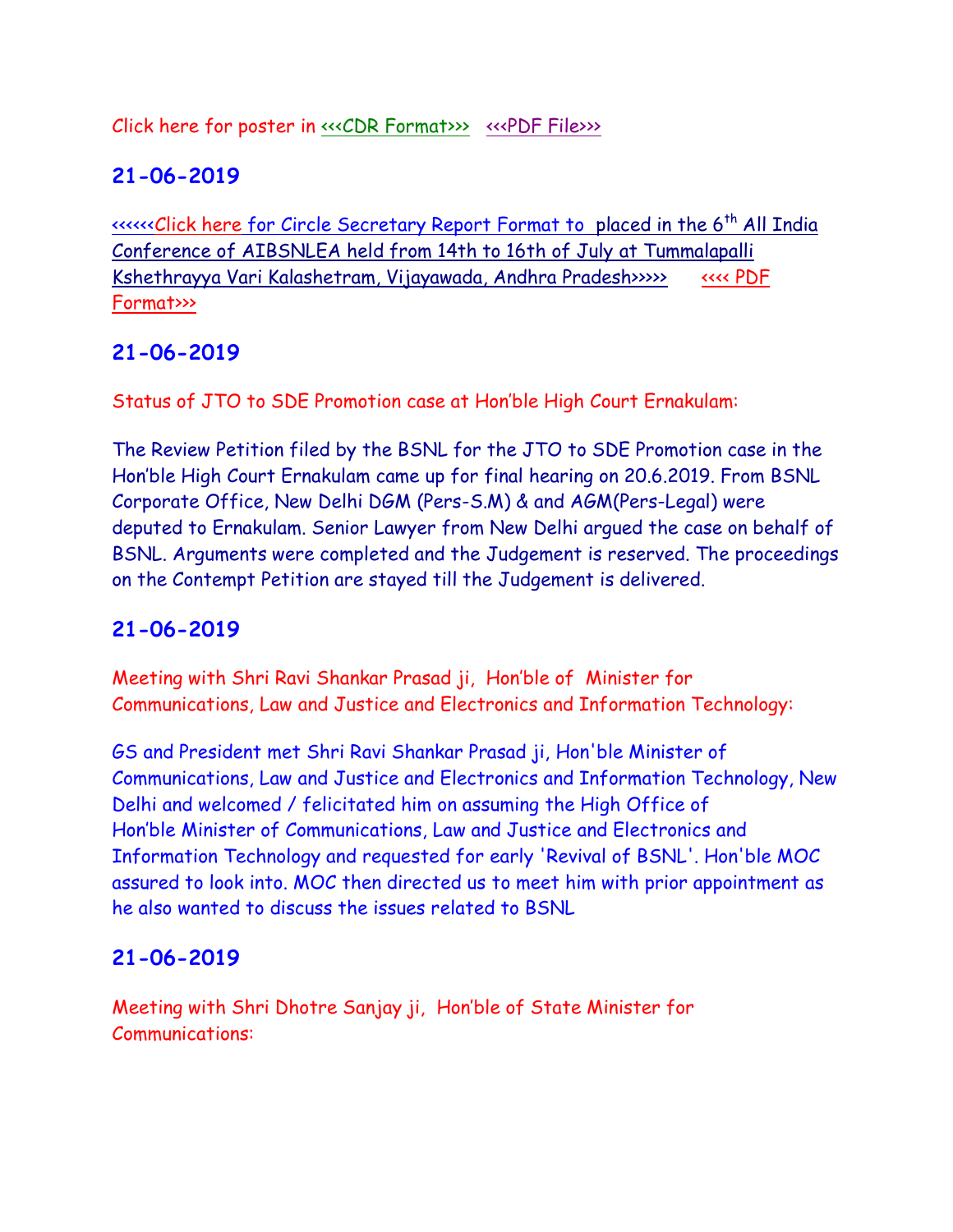Click here for poster in <<<CDR Format>>> <<<PDF File>>>

## 21-06-2019

<<<<<<Click here for Circle Secretary Report Format to placed in the 6th All India Conference of AIBSNLEA held from 14th to 16th of July at Tummalapalli Kshethrayya Vari Kalashetram, Vijayawada, Andhra Pradesh>>>>> <<<< PDF Format>>>

## 21-06-2019

Status of JTO to SDE Promotion case at Hon'ble High Court Ernakulam:

The Review Petition filed by the BSNL for the JTO to SDE Promotion case in the Hon'ble High Court Ernakulam came up for final hearing on 20.6.2019. From BSNL Corporate Office, New Delhi DGM (Pers-S.M) & and AGM(Pers-Legal) were deputed to Ernakulam. Senior Lawyer from New Delhi argued the case on behalf of BSNL. Arguments were completed and the Judgement is reserved. The proceedings on the Contempt Petition are stayed till the Judgement is delivered.

## 21-06-2019

Meeting with Shri Ravi Shankar Prasad ji, Hon'ble of Minister for Communications, Law and Justice and Electronics and Information Technology:

GS and President met Shri Ravi Shankar Prasad ji, Hon'ble Minister of Communications, Law and Justice and Electronics and Information Technology, New Delhi and welcomed / felicitated him on assuming the High Office of Hon'ble Minister of Communications, Law and Justice and Electronics and Information Technology and requested for early 'Revival of BSNL'. Hon'ble MOC assured to look into. MOC then directed us to meet him with prior appointment as he also wanted to discuss the issues related to BSNL

## 21-06-2019

Meeting with Shri Dhotre Sanjay ji, Hon'ble of State Minister for Communications: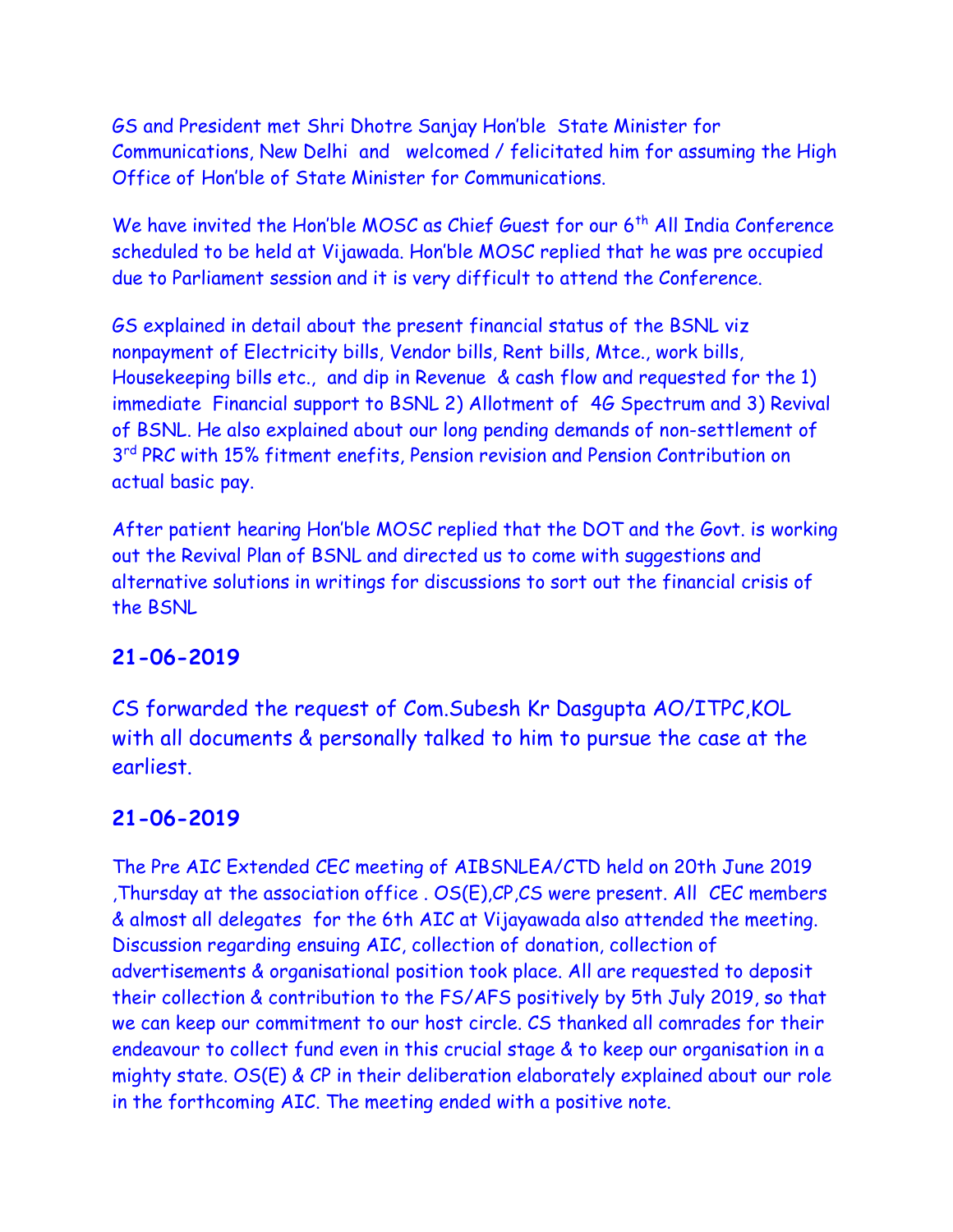GS and President met Shri Dhotre Sanjay Hon'ble State Minister for Communications, New Delhi and welcomed / felicitated him for assuming the High Office of Hon'ble of State Minister for Communications.

We have invited the Hon'ble MOSC as Chief Guest for our 6th All India Conference scheduled to be held at Vijawada. Hon'ble MOSC replied that he was pre occupied due to Parliament session and it is very difficult to attend the Conference.

GS explained in detail about the present financial status of the BSNL viz nonpayment of Electricity bills, Vendor bills, Rent bills, Mtce., work bills, Housekeeping bills etc., and dip in Revenue & cash flow and requested for the 1) immediate Financial support to BSNL 2) Allotment of 4G Spectrum and 3) Revival of BSNL. He also explained about our long pending demands of non-settlement of 3rd PRC with 15% fitment enefits, Pension revision and Pension Contribution on actual basic pay.

After patient hearing Hon'ble MOSC replied that the DOT and the Govt. is working out the Revival Plan of BSNL and directed us to come with suggestions and alternative solutions in writings for discussions to sort out the financial crisis of the BSNL

## 21-06-2019

CS forwarded the request of Com.Subesh Kr Dasgupta AO/ITPC,KOL with all documents & personally talked to him to pursue the case at the earliest.

## 21-06-2019

The Pre AIC Extended CEC meeting of AIBSNLEA/CTD held on 20th June 2019 ,Thursday at the association office . OS(E),CP,CS were present. All CEC members & almost all delegates for the 6th AIC at Vijayawada also attended the meeting. Discussion regarding ensuing AIC, collection of donation, collection of advertisements & organisational position took place. All are requested to deposit their collection & contribution to the FS/AFS positively by 5th July 2019, so that we can keep our commitment to our host circle. CS thanked all comrades for their endeavour to collect fund even in this crucial stage & to keep our organisation in a mighty state. OS(E) & CP in their deliberation elaborately explained about our role in the forthcoming AIC. The meeting ended with a positive note.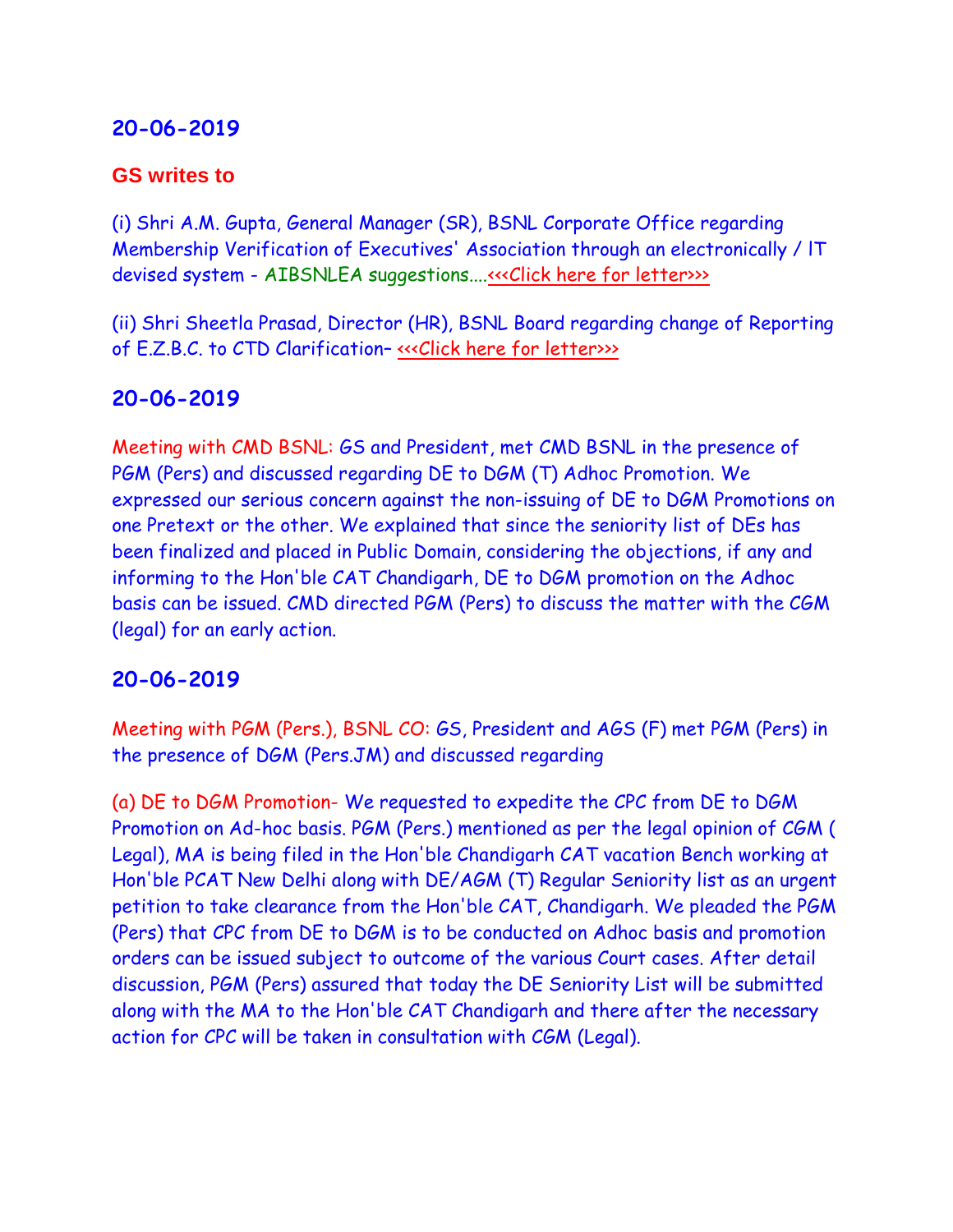## 20-06-2019

**GS writes to**

(i) Shri A.M. Gupta, General Manager (SR), BSNL Corporate Office regarding Membership Verification of Executives' Association through an electronically / IT devised system - AIBSNLEA suggestions....<<<Click here for letter>>>

(ii) Shri Sheetla Prasad, Director (HR), BSNL Board regarding change of Reporting of E.Z.B.C. to CTD Clarification– <<<Click here for letter>>>

## 20-06-2019

Meeting with CMD BSNL: GS and President, met CMD BSNL in the presence of PGM (Pers) and discussed regarding DE to DGM (T) Adhoc Promotion. We expressed our serious concern against the non-issuing of DE to DGM Promotions on one Pretext or the other. We explained that since the seniority list of DEs has been finalized and placed in Public Domain, considering the objections, if any and informing to the Hon'ble CAT Chandigarh, DE to DGM promotion on the Adhoc basis can be issued. CMD directed PGM (Pers) to discuss the matter with the CGM (legal) for an early action.

## 20-06-2019

Meeting with PGM (Pers.), BSNL CO: GS, President and AGS (F) met PGM (Pers) in the presence of DGM (Pers.JM) and discussed regarding

(a) DE to DGM Promotion- We requested to expedite the CPC from DE to DGM Promotion on Ad-hoc basis. PGM (Pers.) mentioned as per the legal opinion of CGM ( Legal), MA is being filed in the Hon'ble Chandigarh CAT vacation Bench working at Hon'ble PCAT New Delhi along with DE/AGM (T) Regular Seniority list as an urgent petition to take clearance from the Hon'ble CAT, Chandigarh. We pleaded the PGM (Pers) that CPC from DE to DGM is to be conducted on Adhoc basis and promotion orders can be issued subject to outcome of the various Court cases. After detail discussion, PGM (Pers) assured that today the DE Seniority List will be submitted along with the MA to the Hon'ble CAT Chandigarh and there after the necessary action for CPC will be taken in consultation with CGM (Legal).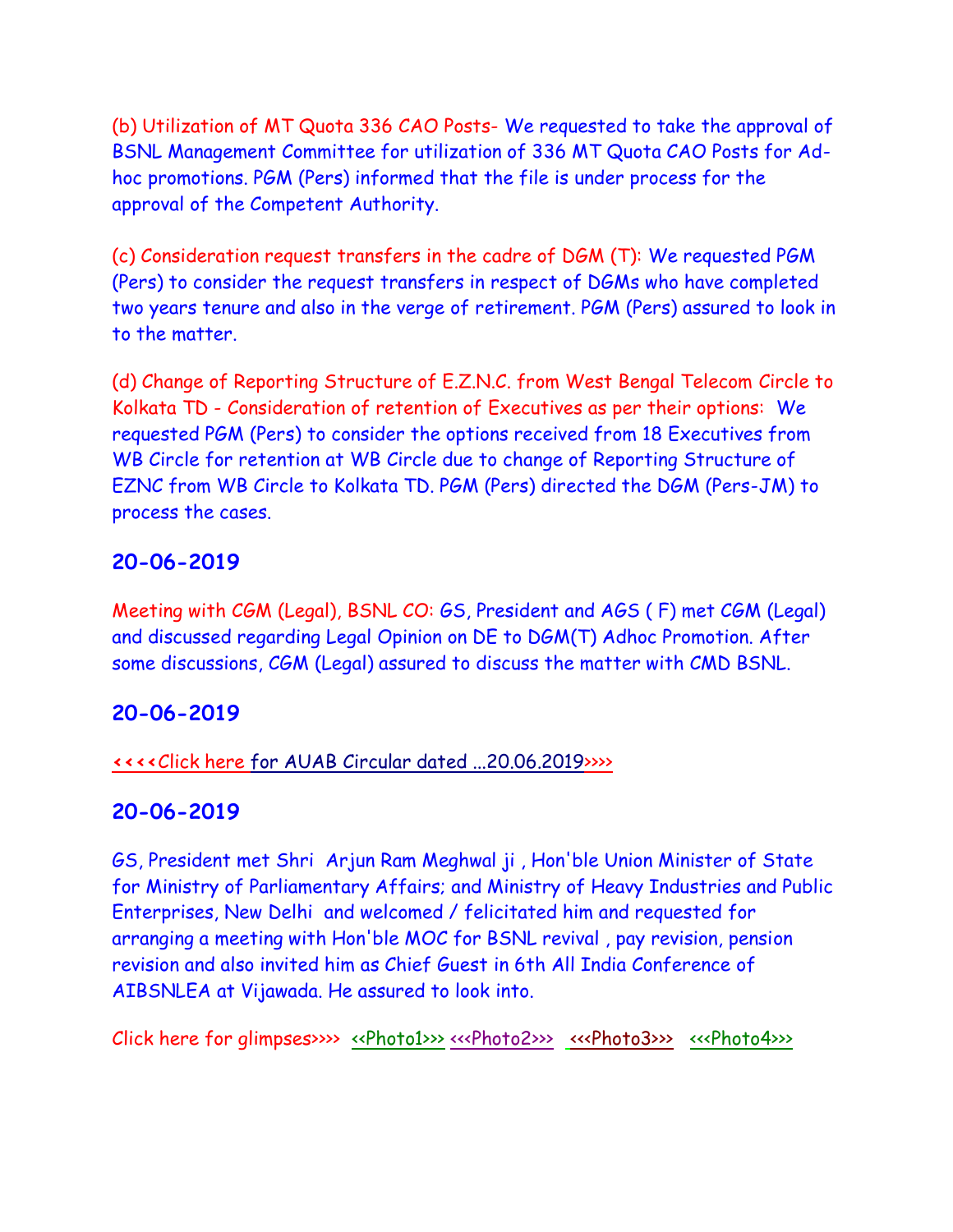(b) Utilization of MT Quota 336 CAO Posts- We requested to take the approval of BSNL Management Committee for utilization of 336 MT Quota CAO Posts for Ad-hoc promotions. PGM (Pers) informed that the file is under process for the approval of the Competent Authority.

(c) Consideration request transfers in the cadre of DGM (T): We requested PGM (Pers) to consider the request transfers in respect of DGMs who have completed two years tenure and also in the verge of retirement. PGM (Pers) assured to look in to the matter.

(d) Change of Reporting Structure of E.Z.N.C. from West Bengal Telecom Circle to Kolkata TD - Consideration of retention of Executives as per their options: We requested PGM (Pers) to consider the options received from 18 Executives from WB Circle for retention at WB Circle due to change of Reporting Structure of EZNC from WB Circle to Kolkata TD. PGM (Pers) directed the DGM (Pers-JM) to process the cases.

## 20-06-2019

Meeting with CGM (Legal), BSNL CO: GS, President and AGS ( F) met CGM (Legal) and discussed regarding Legal Opinion on DE to DGM(T) Adhoc Promotion. After some discussions, CGM (Legal) assured to discuss the matter with CMD BSNL.

## 20-06-2019

<<<<Click here for AUAB Circular dated ...20.06.2019>>>>

## 20-06-2019

GS, President met Shri Arjun Ram Meghwal ji , Hon'ble Union Minister of State for Ministry of Parliamentary Affairs; and Ministry of Heavy Industries and Public Enterprises, New Delhi and welcomed / felicitated him and requested for arranging a meeting with Hon'ble MOC for BSNL revival , pay revision, pension revision and also invited him as Chief Guest in 6th All India Conference of AIBSNLEA at Vijawada. He assured to look into.

Click here for glimpses>>>> <<Photo1>>> <<<Photo2>>> <<<Photo3>>> <<<Photo4>>>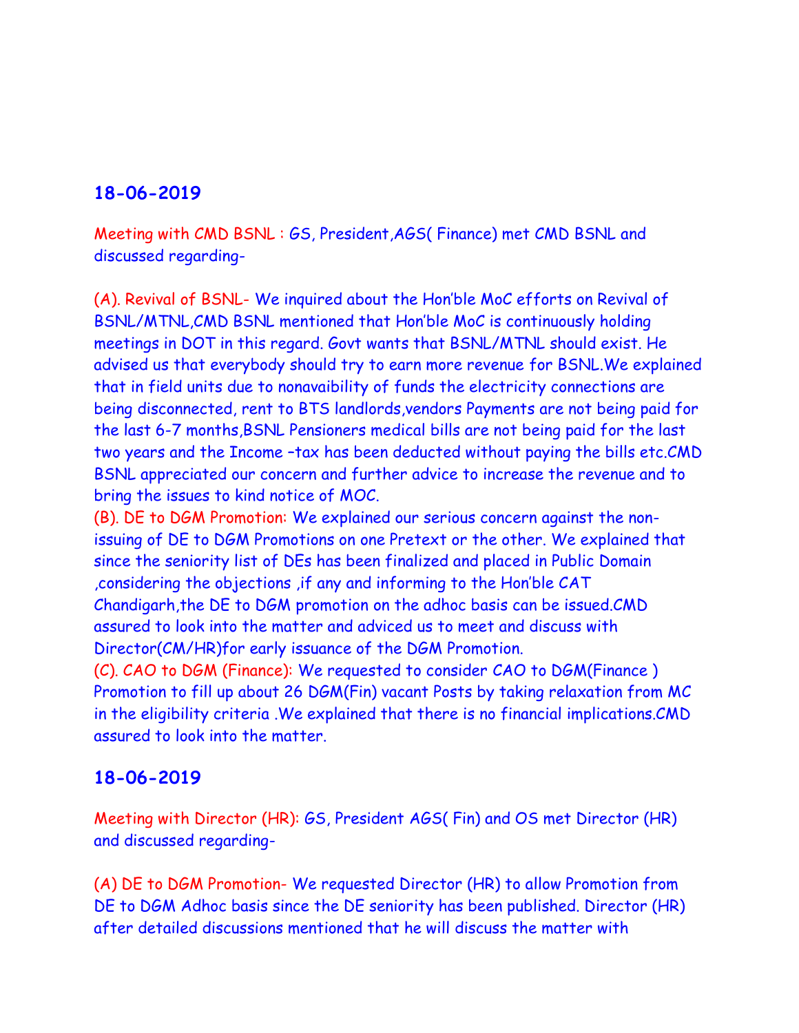## 18-06-2019

Meeting with CMD BSNL : GS, President,AGS( Finance) met CMD BSNL and discussed regarding-

(A). Revival of BSNL- We inquired about the Hon'ble MoC efforts on Revival of BSNL/MTNL,CMD BSNL mentioned that Hon'ble MoC is continuously holding meetings in DOT in this regard. Govt wants that BSNL/MTNL should exist. He advised us that everybody should try to earn more revenue for BSNL.We explained that in field units due to nonavaibility of funds the electricity connections are being disconnected, rent to BTS landlords,vendors Payments are not being paid for the last 6-7 months,BSNL Pensioners medical bills are not being paid for the last two years and the Income –tax has been deducted without paying the bills etc.CMD BSNL appreciated our concern and further advice to increase the revenue and to bring the issues to kind notice of MOC.

(B). DE to DGM Promotion: We explained our serious concern against the non-issuing of DE to DGM Promotions on one Pretext or the other. We explained that since the seniority list of DEs has been finalized and placed in Public Domain ,considering the objections ,if any and informing to the Hon'ble CAT Chandigarh,the DE to DGM promotion on the adhoc basis can be issued.CMD assured to look into the matter and adviced us to meet and discuss with Director(CM/HR)for early issuance of the DGM Promotion.

(C). CAO to DGM (Finance): We requested to consider CAO to DGM(Finance ) Promotion to fill up about 26 DGM(Fin) vacant Posts by taking relaxation from MC in the eligibility criteria .We explained that there is no financial implications.CMD assured to look into the matter.

## 18-06-2019

Meeting with Director (HR): GS, President AGS( Fin) and OS met Director (HR) and discussed regarding-

(A) DE to DGM Promotion- We requested Director (HR) to allow Promotion from DE to DGM Adhoc basis since the DE seniority has been published. Director (HR) after detailed discussions mentioned that he will discuss the matter with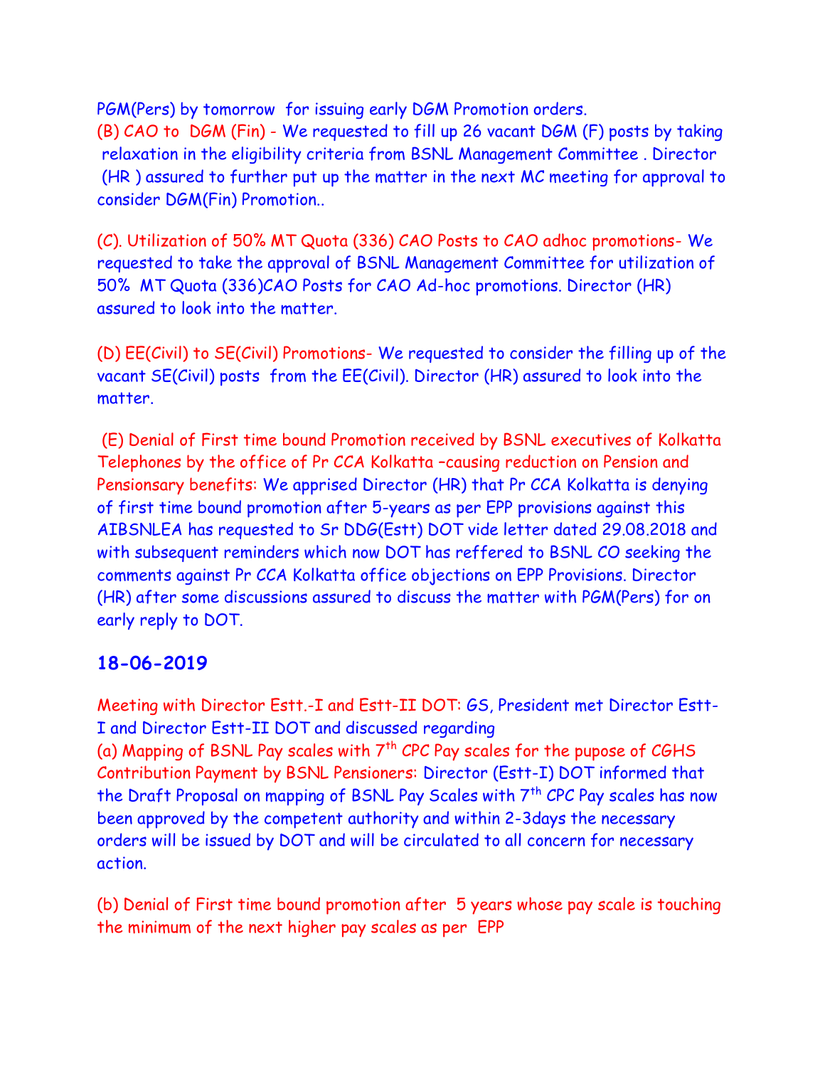PGM(Pers) by tomorrow for issuing early DGM Promotion orders.

(B) CAO to DGM (Fin) - We requested to fill up 26 vacant DGM (F) posts by taking relaxation in the eligibility criteria from BSNL Management Committee . Director (HR ) assured to further put up the matter in the next MC meeting for approval to consider DGM(Fin) Promotion..

(C). Utilization of 50% MT Quota (336) CAO Posts to CAO adhoc promotions- We requested to take the approval of BSNL Management Committee for utilization of 50% MT Quota (336)CAO Posts for CAO Ad-hoc promotions. Director (HR) assured to look into the matter.

(D) EE(Civil) to SE(Civil) Promotions- We requested to consider the filling up of the vacant SE(Civil) posts from the EE(Civil). Director (HR) assured to look into the matter.

(E) Denial of First time bound Promotion received by BSNL executives of Kolkatta Telephones by the office of Pr CCA Kolkatta –causing reduction on Pension and Pensionsary benefits: We apprised Director (HR) that Pr CCA Kolkatta is denying of first time bound promotion after 5-years as per EPP provisions against this AIBSNLEA has requested to Sr DDG(Estt) DOT vide letter dated 29.08.2018 and with subsequent reminders which now DOT has reffered to BSNL CO seeking the comments against Pr CCA Kolkatta office objections on EPP Provisions. Director (HR) after some discussions assured to discuss the matter with PGM(Pers) for on early reply to DOT.

## 18-06-2019

Meeting with Director Estt.-I and Estt-II DOT: GS, President met Director Estt-I and Director Estt-II DOT and discussed regarding

(a) Mapping of BSNL Pay scales with 7th CPC Pay scales for the pupose of CGHS Contribution Payment by BSNL Pensioners: Director (Estt-I) DOT informed that the Draft Proposal on mapping of BSNL Pay Scales with 7th CPC Pay scales has now been approved by the competent authority and within 2-3days the necessary orders will be issued by DOT and will be circulated to all concern for necessary action.

(b) Denial of First time bound promotion after 5 years whose pay scale is touching the minimum of the next higher pay scales as per EPP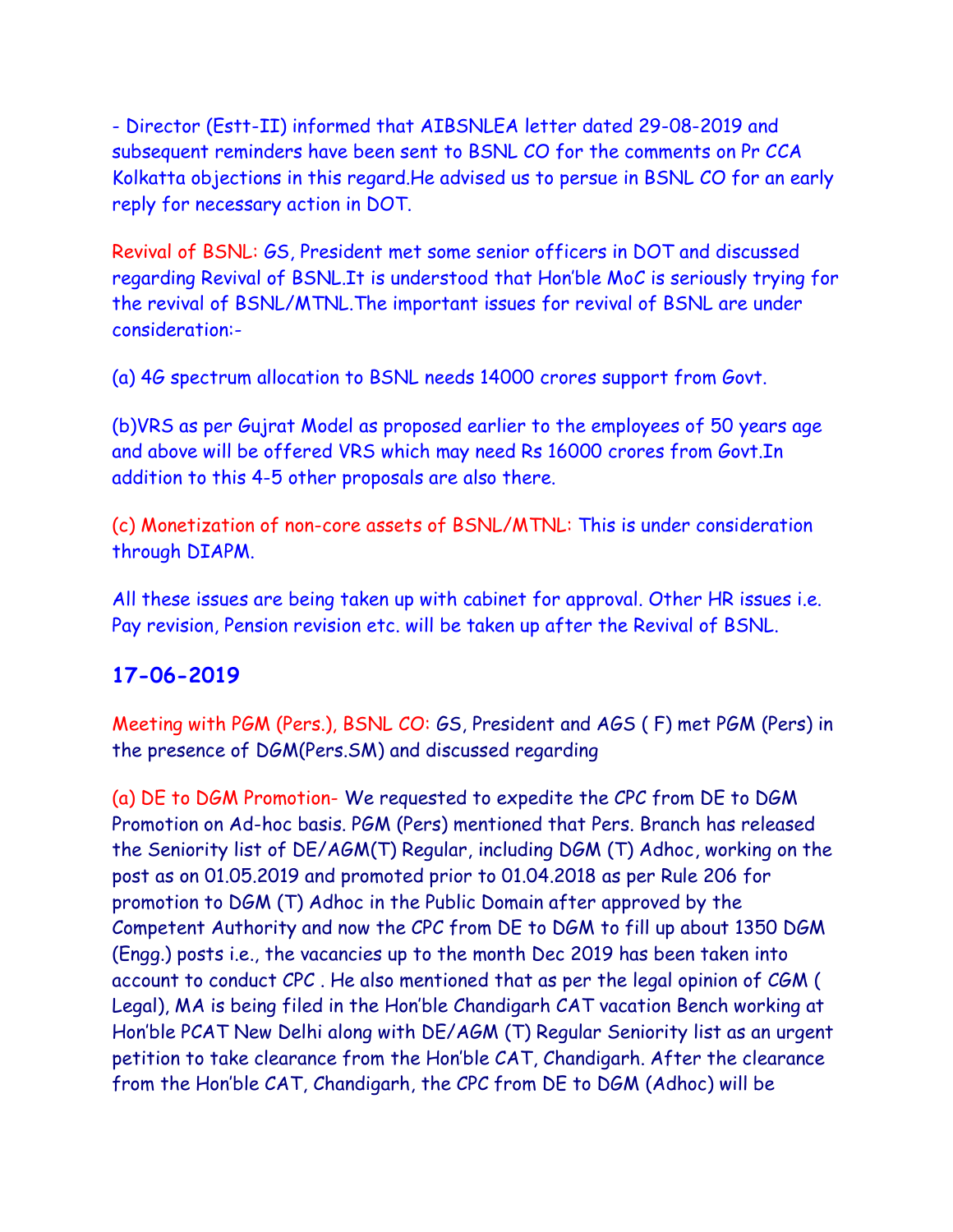- Director (Estt-II) informed that AIBSNLEA letter dated 29-08-2019 and subsequent reminders have been sent to BSNL CO for the comments on Pr CCA Kolkatta objections in this regard.He advised us to persue in BSNL CO for an early reply for necessary action in DOT.

Revival of BSNL: GS, President met some senior officers in DOT and discussed regarding Revival of BSNL.It is understood that Hon'ble MoC is seriously trying for the revival of BSNL/MTNL.The important issues for revival of BSNL are under consideration:-

(a) 4G spectrum allocation to BSNL needs 14000 crores support from Govt.

(b)VRS as per Gujrat Model as proposed earlier to the employees of 50 years age and above will be offered VRS which may need Rs 16000 crores from Govt.In addition to this 4-5 other proposals are also there.

(c) Monetization of non-core assets of BSNL/MTNL: This is under consideration through DIAPM.

All these issues are being taken up with cabinet for approval. Other HR issues i.e. Pay revision, Pension revision etc. will be taken up after the Revival of BSNL.

## 17-06-2019

Meeting with PGM (Pers.), BSNL CO: GS, President and AGS ( F) met PGM (Pers) in the presence of DGM(Pers.SM) and discussed regarding

(a) DE to DGM Promotion- We requested to expedite the CPC from DE to DGM Promotion on Ad-hoc basis. PGM (Pers) mentioned that Pers. Branch has released the Seniority list of DE/AGM(T) Regular, including DGM (T) Adhoc, working on the post as on 01.05.2019 and promoted prior to 01.04.2018 as per Rule 206 for promotion to DGM (T) Adhoc in the Public Domain after approved by the Competent Authority and now the CPC from DE to DGM to fill up about 1350 DGM (Engg.) posts i.e., the vacancies up to the month Dec 2019 has been taken into account to conduct CPC . He also mentioned that as per the legal opinion of CGM ( Legal), MA is being filed in the Hon'ble Chandigarh CAT vacation Bench working at Hon'ble PCAT New Delhi along with DE/AGM (T) Regular Seniority list as an urgent petition to take clearance from the Hon'ble CAT, Chandigarh. After the clearance from the Hon'ble CAT, Chandigarh, the CPC from DE to DGM (Adhoc) will be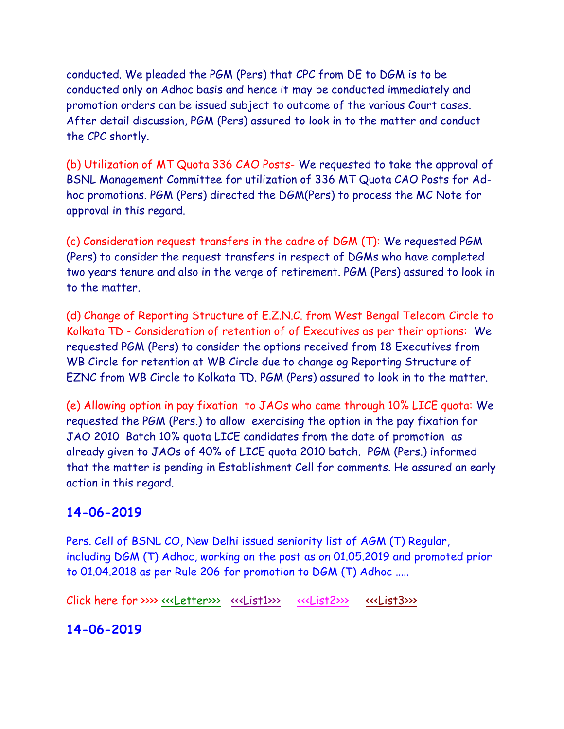conducted. We pleaded the PGM (Pers) that CPC from DE to DGM is to be conducted only on Adhoc basis and hence it may be conducted immediately and promotion orders can be issued subject to outcome of the various Court cases. After detail discussion, PGM (Pers) assured to look in to the matter and conduct the CPC shortly.

(b) Utilization of MT Quota 336 CAO Posts- We requested to take the approval of BSNL Management Committee for utilization of 336 MT Quota CAO Posts for Ad-hoc promotions. PGM (Pers) directed the DGM(Pers) to process the MC Note for approval in this regard.

(c) Consideration request transfers in the cadre of DGM (T): We requested PGM (Pers) to consider the request transfers in respect of DGMs who have completed two years tenure and also in the verge of retirement. PGM (Pers) assured to look in to the matter.

(d) Change of Reporting Structure of E.Z.N.C. from West Bengal Telecom Circle to Kolkata TD - Consideration of retention of of Executives as per their options: We requested PGM (Pers) to consider the options received from 18 Executives from WB Circle for retention at WB Circle due to change og Reporting Structure of EZNC from WB Circle to Kolkata TD. PGM (Pers) assured to look in to the matter.

(e) Allowing option in pay fixation to JAOs who came through 10% LICE quota: We requested the PGM (Pers.) to allow exercising the option in the pay fixation for JAO 2010 Batch 10% quota LICE candidates from the date of promotion as already given to JAOs of 40% of LICE quota 2010 batch. PGM (Pers.) informed that the matter is pending in Establishment Cell for comments. He assured an early action in this regard.

## 14-06-2019

Pers. Cell of BSNL CO, New Delhi issued seniority list of AGM (T) Regular, including DGM (T) Adhoc, working on the post as on 01.05.2019 and promoted prior to 01.04.2018 as per Rule 206 for promotion to DGM (T) Adhoc .....

Click here for >>>> <<<Letter>>> <<<List1>>> <<<List2>>> <<<List3>>>

## 14-06-2019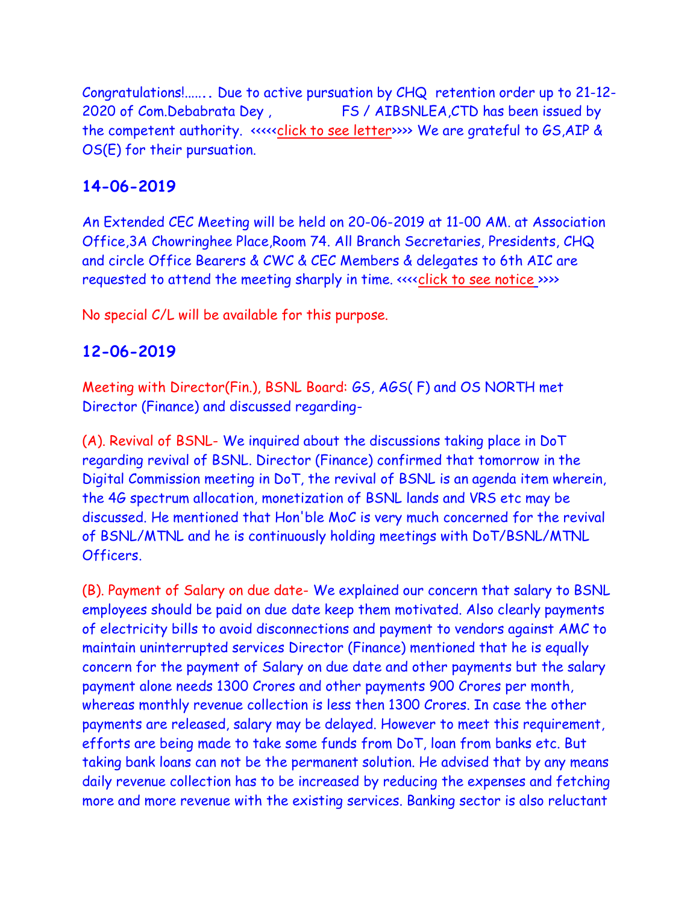Congratulations!……. Due to active pursuation by CHQ retention order up to 21-12-2020 of Com.Debabrata Dey , FS / AIBSNLEA,CTD has been issued by the competent authority. <<<<<click to see letter>>>> We are grateful to GS,AIP & OS(E) for their pursuation.

## 14-06-2019

An Extended CEC Meeting will be held on 20-06-2019 at 11-00 AM. at Association Office,3A Chowringhee Place,Room 74. All Branch Secretaries, Presidents, CHQ and circle Office Bearers & CWC & CEC Members & delegates to 6th AIC are requested to attend the meeting sharply in time. <<<<click to see notice >>>>

No special C/L will be available for this purpose.

## 12-06-2019

Meeting with Director(Fin.), BSNL Board: GS, AGS( F) and OS NORTH met Director (Finance) and discussed regarding-

(A). Revival of BSNL- We inquired about the discussions taking place in DoT regarding revival of BSNL. Director (Finance) confirmed that tomorrow in the Digital Commission meeting in DoT, the revival of BSNL is an agenda item wherein, the 4G spectrum allocation, monetization of BSNL lands and VRS etc may be discussed. He mentioned that Hon'ble MoC is very much concerned for the revival of BSNL/MTNL and he is continuously holding meetings with DoT/BSNL/MTNL Officers.

(B). Payment of Salary on due date- We explained our concern that salary to BSNL employees should be paid on due date keep them motivated. Also clearly payments of electricity bills to avoid disconnections and payment to vendors against AMC to maintain uninterrupted services Director (Finance) mentioned that he is equally concern for the payment of Salary on due date and other payments but the salary payment alone needs 1300 Crores and other payments 900 Crores per month, whereas monthly revenue collection is less then 1300 Crores. In case the other payments are released, salary may be delayed. However to meet this requirement, efforts are being made to take some funds from DoT, loan from banks etc. But taking bank loans can not be the permanent solution. He advised that by any means daily revenue collection has to be increased by reducing the expenses and fetching more and more revenue with the existing services. Banking sector is also reluctant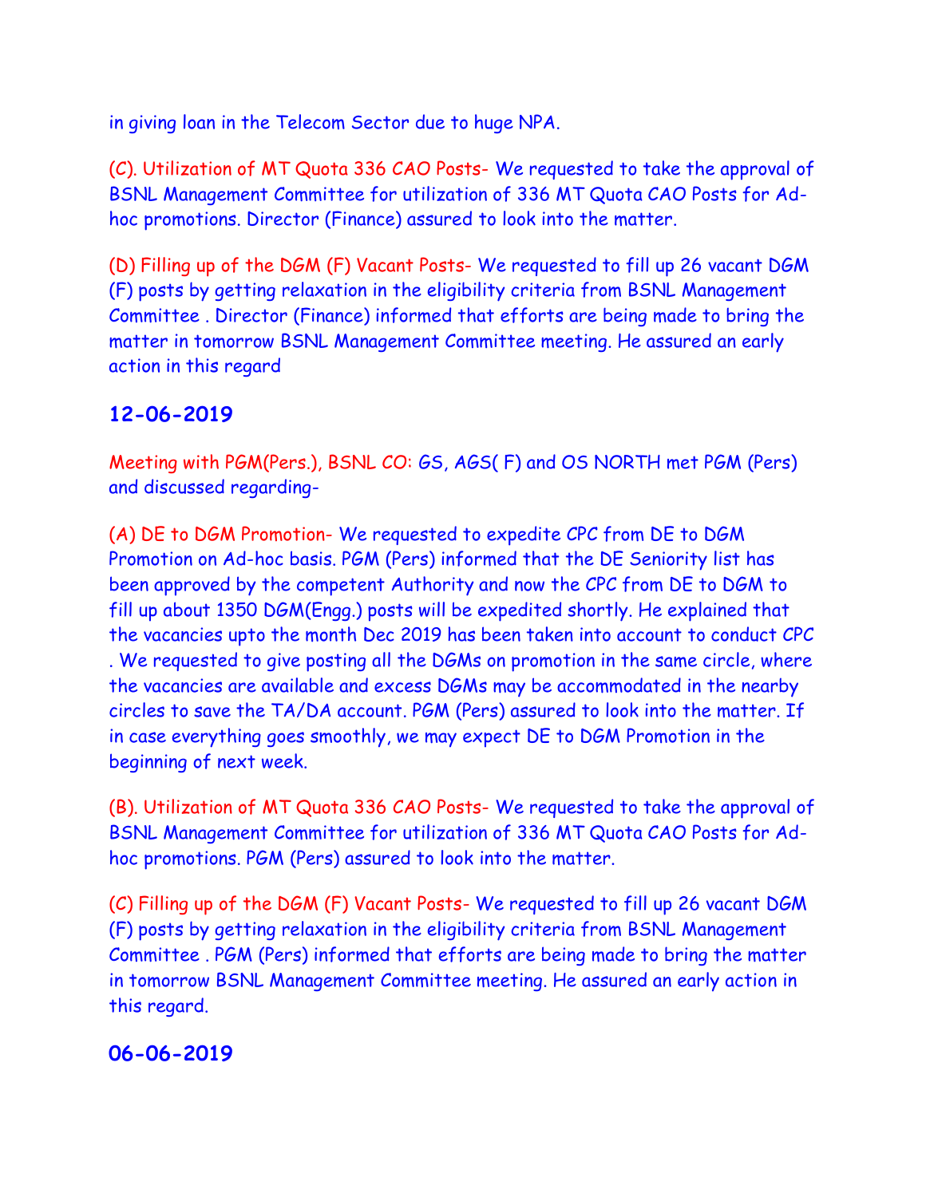in giving loan in the Telecom Sector due to huge NPA.

(C). Utilization of MT Quota 336 CAO Posts- We requested to take the approval of BSNL Management Committee for utilization of 336 MT Quota CAO Posts for Ad-hoc promotions. Director (Finance) assured to look into the matter.

(D) Filling up of the DGM (F) Vacant Posts- We requested to fill up 26 vacant DGM (F) posts by getting relaxation in the eligibility criteria from BSNL Management Committee . Director (Finance) informed that efforts are being made to bring the matter in tomorrow BSNL Management Committee meeting. He assured an early action in this regard

## 12-06-2019

Meeting with PGM(Pers.), BSNL CO: GS, AGS( F) and OS NORTH met PGM (Pers) and discussed regarding-

(A) DE to DGM Promotion- We requested to expedite CPC from DE to DGM Promotion on Ad-hoc basis. PGM (Pers) informed that the DE Seniority list has been approved by the competent Authority and now the CPC from DE to DGM to fill up about 1350 DGM(Engg.) posts will be expedited shortly. He explained that the vacancies upto the month Dec 2019 has been taken into account to conduct CPC . We requested to give posting all the DGMs on promotion in the same circle, where the vacancies are available and excess DGMs may be accommodated in the nearby circles to save the TA/DA account. PGM (Pers) assured to look into the matter. If in case everything goes smoothly, we may expect DE to DGM Promotion in the beginning of next week.

(B). Utilization of MT Quota 336 CAO Posts- We requested to take the approval of BSNL Management Committee for utilization of 336 MT Quota CAO Posts for Ad-hoc promotions. PGM (Pers) assured to look into the matter.

(C) Filling up of the DGM (F) Vacant Posts- We requested to fill up 26 vacant DGM (F) posts by getting relaxation in the eligibility criteria from BSNL Management Committee . PGM (Pers) informed that efforts are being made to bring the matter in tomorrow BSNL Management Committee meeting. He assured an early action in this regard.

## 06-06-2019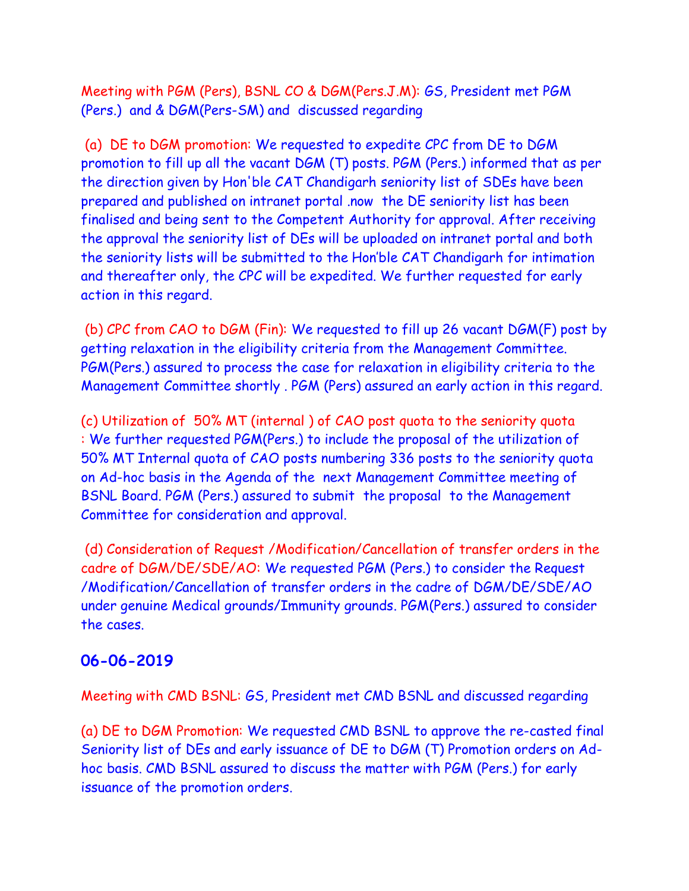Meeting with PGM (Pers), BSNL CO & DGM(Pers.J.M): GS, President met PGM (Pers.) and & DGM(Pers-SM) and discussed regarding

(a) DE to DGM promotion: We requested to expedite CPC from DE to DGM promotion to fill up all the vacant DGM (T) posts. PGM (Pers.) informed that as per the direction given by Hon'ble CAT Chandigarh seniority list of SDEs have been prepared and published on intranet portal .now the DE seniority list has been finalised and being sent to the Competent Authority for approval. After receiving the approval the seniority list of DEs will be uploaded on intranet portal and both the seniority lists will be submitted to the Hon'ble CAT Chandigarh for intimation and thereafter only, the CPC will be expedited. We further requested for early action in this regard.

(b) CPC from CAO to DGM (Fin): We requested to fill up 26 vacant DGM(F) post by getting relaxation in the eligibility criteria from the Management Committee. PGM(Pers.) assured to process the case for relaxation in eligibility criteria to the Management Committee shortly . PGM (Pers) assured an early action in this regard.

(c) Utilization of 50% MT (internal ) of CAO post quota to the seniority quota : We further requested PGM(Pers.) to include the proposal of the utilization of 50% MT Internal quota of CAO posts numbering 336 posts to the seniority quota on Ad-hoc basis in the Agenda of the next Management Committee meeting of BSNL Board. PGM (Pers.) assured to submit the proposal to the Management Committee for consideration and approval.

(d) Consideration of Request /Modification/Cancellation of transfer orders in the cadre of DGM/DE/SDE/AO: We requested PGM (Pers.) to consider the Request /Modification/Cancellation of transfer orders in the cadre of DGM/DE/SDE/AO under genuine Medical grounds/Immunity grounds. PGM(Pers.) assured to consider the cases.

## 06-06-2019

Meeting with CMD BSNL: GS, President met CMD BSNL and discussed regarding

(a) DE to DGM Promotion: We requested CMD BSNL to approve the re-casted final Seniority list of DEs and early issuance of DE to DGM (T) Promotion orders on Ad-hoc basis. CMD BSNL assured to discuss the matter with PGM (Pers.) for early issuance of the promotion orders.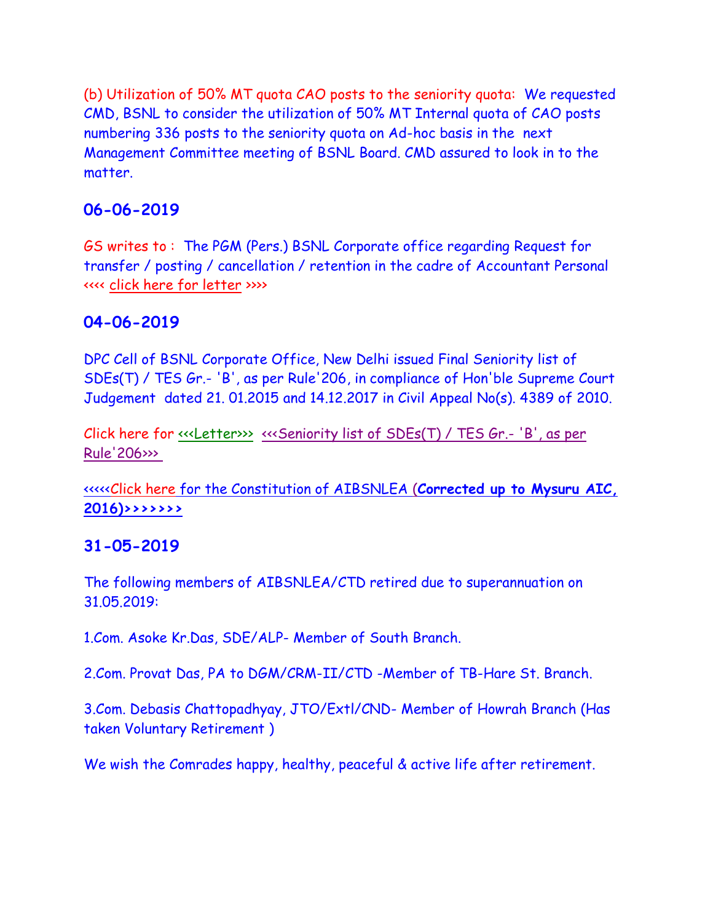(b) Utilization of 50% MT quota CAO posts to the seniority quota: We requested CMD, BSNL to consider the utilization of 50% MT Internal quota of CAO posts numbering 336 posts to the seniority quota on Ad-hoc basis in the next Management Committee meeting of BSNL Board. CMD assured to look in to the matter.

## 06-06-2019

GS writes to : The PGM (Pers.) BSNL Corporate office regarding Request for transfer / posting / cancellation / retention in the cadre of Accountant Personal <<<< click here for letter >>>>

## 04-06-2019

DPC Cell of BSNL Corporate Office, New Delhi issued Final Seniority list of SDEs(T) / TES Gr.- 'B', as per Rule'206, in compliance of Hon'ble Supreme Court Judgement dated 21. 01.2015 and 14.12.2017 in Civil Appeal No(s). 4389 of 2010.

Click here for <<<Letter>>> <<<Seniority list of SDEs(T) / TES Gr.- 'B', as per Rule'206>>>

<<<<<Click here for the Constitution of AIBSNLEA (**Corrected up to Mysuru AIC, 2016)>>>>>>>**

## 31-05-2019

The following members of AIBSNLEA/CTD retired due to superannuation on 31.05.2019:

1.Com. Asoke Kr.Das, SDE/ALP- Member of South Branch.

2.Com. Provat Das, PA to DGM/CRM-II/CTD -Member of TB-Hare St. Branch.

3.Com. Debasis Chattopadhyay, JTO/Extl/CND- Member of Howrah Branch (Has taken Voluntary Retirement )

We wish the Comrades happy, healthy, peaceful & active life after retirement.